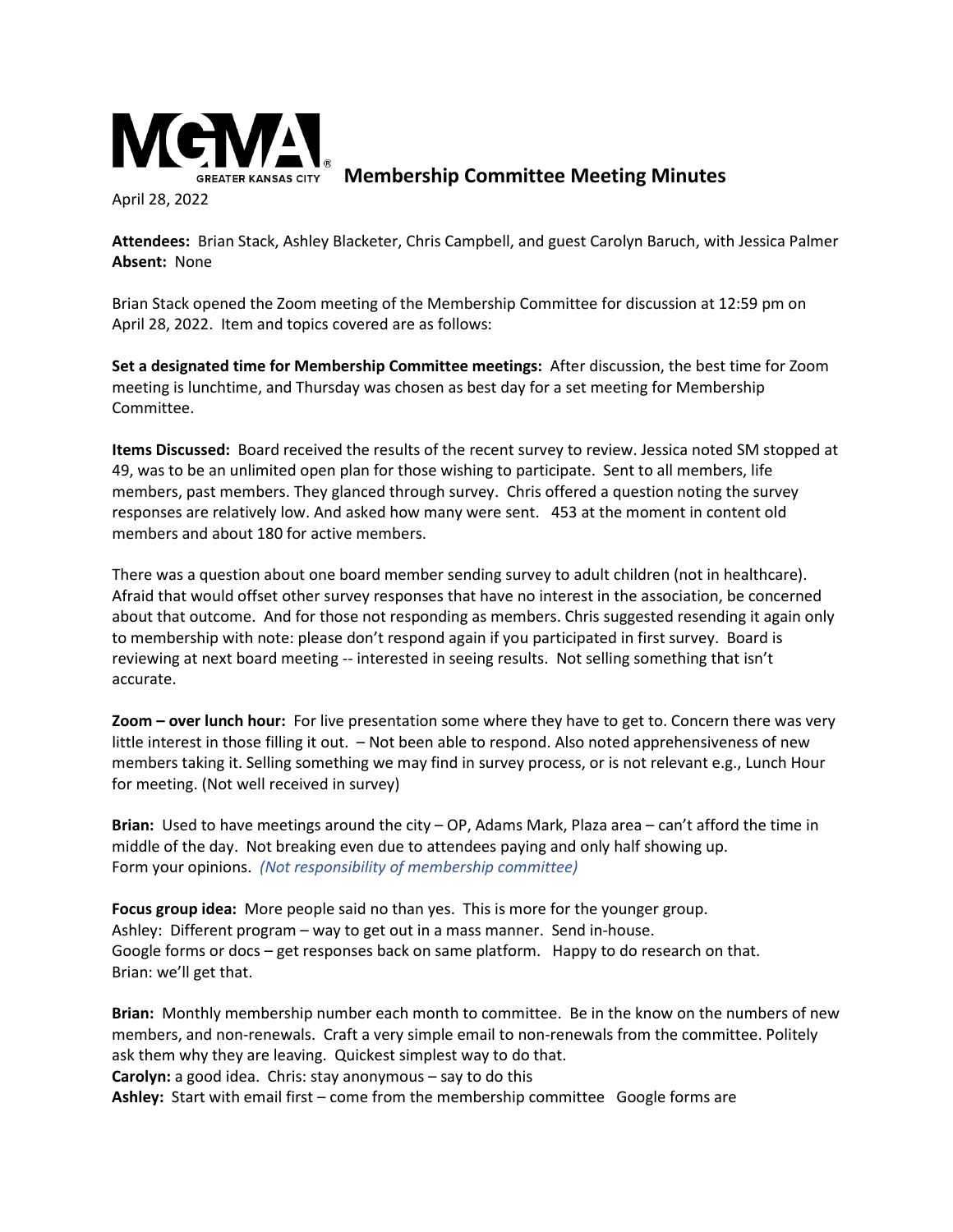MGMA GREATER KANSAS CITY

# Membership Committee Meeting Minutes

April 28, 2022

**Attendees:** Brian Stack, Ashley Blacketer, Chris Campbell, and guest Carolyn Baruch, with Jessica Palmer
**Absent:** None

Brian Stack opened the Zoom meeting of the Membership Committee for discussion at 12:59 pm on April 28, 2022. Item and topics covered are as follows:

**Set a designated time for Membership Committee meetings:** After discussion, the best time for Zoom meeting is lunchtime, and Thursday was chosen as best day for a set meeting for Membership Committee.

**Items Discussed:** Board received the results of the recent survey to review. Jessica noted SM stopped at 49, was to be an unlimited open plan for those wishing to participate. Sent to all members, life members, past members. They glanced through survey. Chris offered a question noting the survey responses are relatively low. And asked how many were sent. 453 at the moment in content old members and about 180 for active members.

There was a question about one board member sending survey to adult children (not in healthcare). Afraid that would offset other survey responses that have no interest in the association, be concerned about that outcome. And for those not responding as members. Chris suggested resending it again only to membership with note: please don't respond again if you participated in first survey. Board is reviewing at next board meeting -- interested in seeing results. Not selling something that isn't accurate.

**Zoom – over lunch hour:** For live presentation some where they have to get to. Concern there was very little interest in those filling it out. – Not been able to respond. Also noted apprehensiveness of new members taking it. Selling something we may find in survey process, or is not relevant e.g., Lunch Hour for meeting. (Not well received in survey)

**Brian:** Used to have meetings around the city – OP, Adams Mark, Plaza area – can't afford the time in middle of the day. Not breaking even due to attendees paying and only half showing up.
Form your opinions. *(Not responsibility of membership committee)*

**Focus group idea:** More people said no than yes. This is more for the younger group.
Ashley: Different program – way to get out in a mass manner. Send in-house.
Google forms or docs – get responses back on same platform. Happy to do research on that.
Brian: we'll get that.

**Brian:** Monthly membership number each month to committee. Be in the know on the numbers of new members, and non-renewals. Craft a very simple email to non-renewals from the committee. Politely ask them why they are leaving. Quickest simplest way to do that.
**Carolyn:** a good idea. Chris: stay anonymous – say to do this
**Ashley:** Start with email first – come from the membership committee Google forms are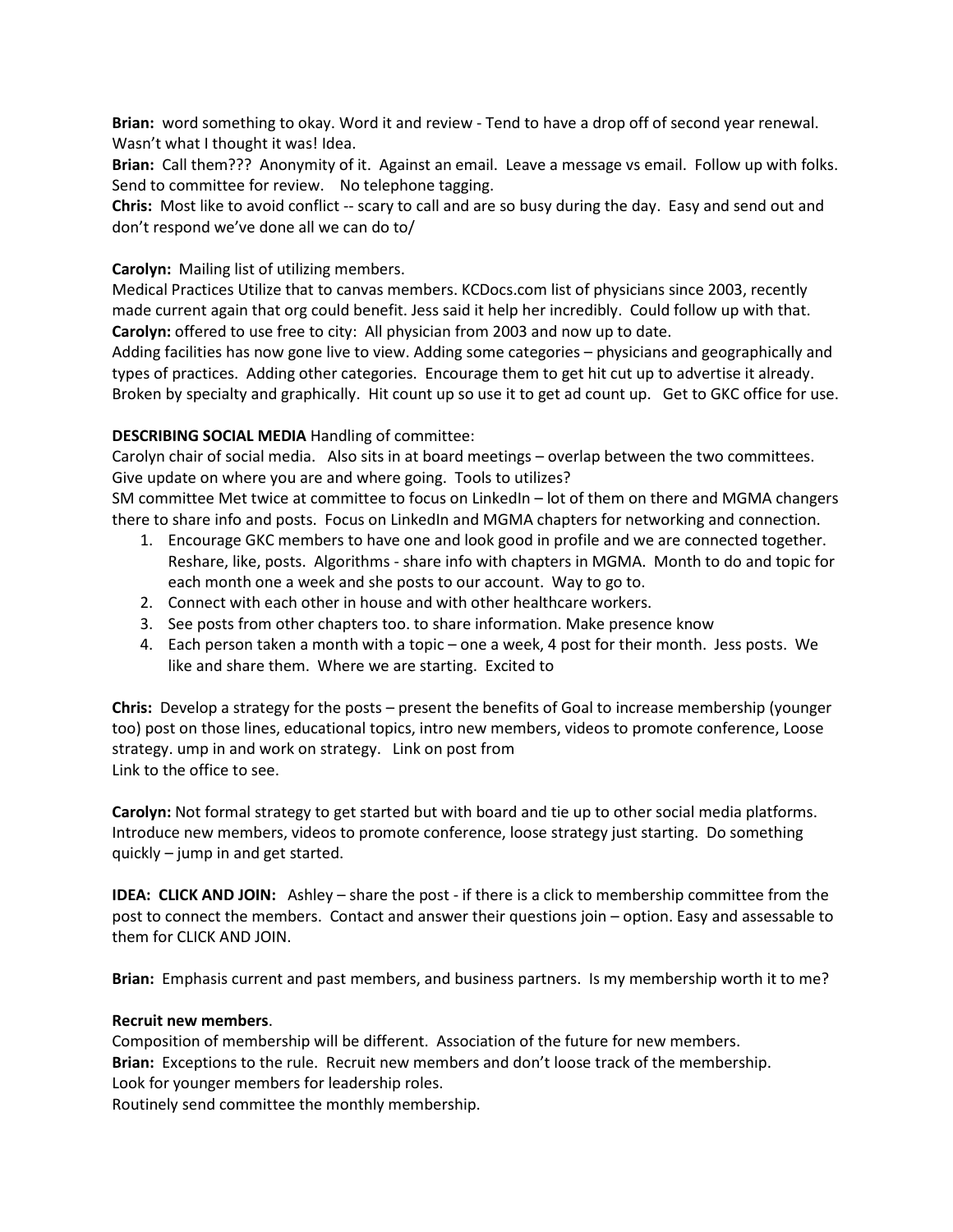**Brian:** word something to okay. Word it and review - Tend to have a drop off of second year renewal. Wasn't what I thought it was! Idea.

**Brian:** Call them??? Anonymity of it. Against an email. Leave a message vs email. Follow up with folks. Send to committee for review. No telephone tagging.

**Chris:** Most like to avoid conflict -- scary to call and are so busy during the day. Easy and send out and don't respond we've done all we can do to/

**Carolyn:** Mailing list of utilizing members.

Medical Practices Utilize that to canvas members. KCDocs.com list of physicians since 2003, recently made current again that org could benefit. Jess said it help her incredibly. Could follow up with that.

**Carolyn:** offered to use free to city: All physician from 2003 and now up to date.

Adding facilities has now gone live to view. Adding some categories – physicians and geographically and types of practices. Adding other categories. Encourage them to get hit cut up to advertise it already. Broken by specialty and graphically. Hit count up so use it to get ad count up. Get to GKC office for use.

**DESCRIBING SOCIAL MEDIA** Handling of committee:

Carolyn chair of social media. Also sits in at board meetings – overlap between the two committees. Give update on where you are and where going. Tools to utilizes?

SM committee Met twice at committee to focus on LinkedIn – lot of them on there and MGMA changers there to share info and posts. Focus on LinkedIn and MGMA chapters for networking and connection.

1. Encourage GKC members to have one and look good in profile and we are connected together. Reshare, like, posts. Algorithms - share info with chapters in MGMA. Month to do and topic for each month one a week and she posts to our account. Way to go to.
2. Connect with each other in house and with other healthcare workers.
3. See posts from other chapters too. to share information. Make presence know
4. Each person taken a month with a topic – one a week, 4 post for their month. Jess posts. We like and share them. Where we are starting. Excited to

**Chris:** Develop a strategy for the posts – present the benefits of Goal to increase membership (younger too) post on those lines, educational topics, intro new members, videos to promote conference, Loose strategy. ump in and work on strategy. Link on post from
Link to the office to see.

**Carolyn:** Not formal strategy to get started but with board and tie up to other social media platforms. Introduce new members, videos to promote conference, loose strategy just starting. Do something quickly – jump in and get started.

**IDEA: CLICK AND JOIN:** Ashley – share the post - if there is a click to membership committee from the post to connect the members. Contact and answer their questions join – option. Easy and assessable to them for CLICK AND JOIN.

**Brian:** Emphasis current and past members, and business partners. Is my membership worth it to me?

**Recruit new members**.

Composition of membership will be different. Association of the future for new members.

**Brian:** Exceptions to the rule. Recruit new members and don't loose track of the membership.

Look for younger members for leadership roles.

Routinely send committee the monthly membership.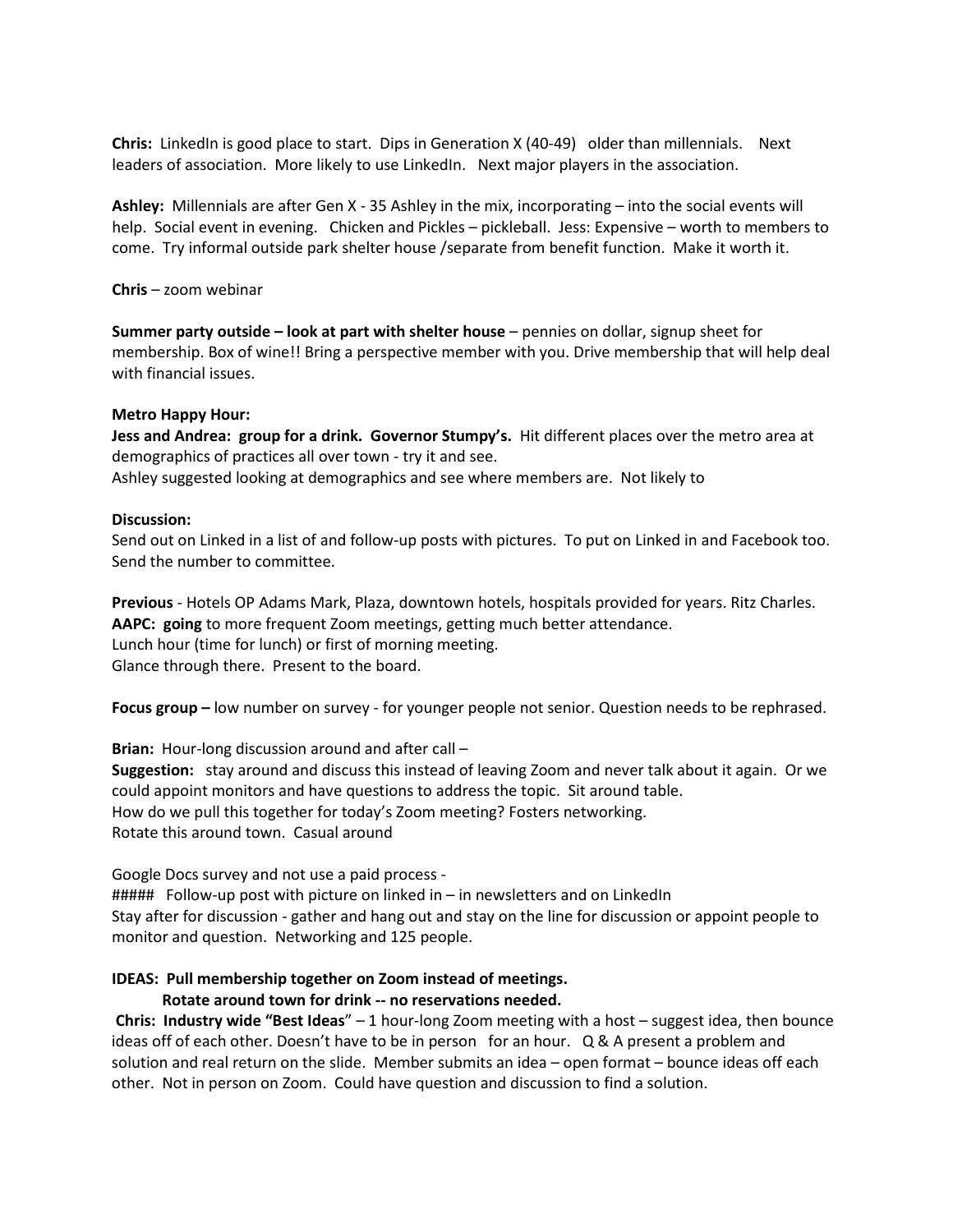**Chris:** LinkedIn is good place to start. Dips in Generation X (40-49) older than millennials. Next leaders of association. More likely to use LinkedIn. Next major players in the association.

**Ashley:** Millennials are after Gen X - 35 Ashley in the mix, incorporating – into the social events will help. Social event in evening. Chicken and Pickles – pickleball. Jess: Expensive – worth to members to come. Try informal outside park shelter house /separate from benefit function. Make it worth it.

**Chris** – zoom webinar

**Summer party outside – look at part with shelter house** – pennies on dollar, signup sheet for membership. Box of wine!! Bring a perspective member with you. Drive membership that will help deal with financial issues.

**Metro Happy Hour:**
**Jess and Andrea: group for a drink. Governor Stumpy's.** Hit different places over the metro area at demographics of practices all over town - try it and see.
Ashley suggested looking at demographics and see where members are. Not likely to

**Discussion:**
Send out on Linked in a list of and follow-up posts with pictures. To put on Linked in and Facebook too. Send the number to committee.

**Previous** - Hotels OP Adams Mark, Plaza, downtown hotels, hospitals provided for years. Ritz Charles.
**AAPC: going** to more frequent Zoom meetings, getting much better attendance.
Lunch hour (time for lunch) or first of morning meeting.
Glance through there. Present to the board.

**Focus group –** low number on survey - for younger people not senior. Question needs to be rephrased.

**Brian:** Hour-long discussion around and after call –
**Suggestion:** stay around and discuss this instead of leaving Zoom and never talk about it again. Or we could appoint monitors and have questions to address the topic. Sit around table.
How do we pull this together for today's Zoom meeting? Fosters networking.
Rotate this around town. Casual around

Google Docs survey and not use a paid process -
##### Follow-up post with picture on linked in – in newsletters and on LinkedIn
Stay after for discussion - gather and hang out and stay on the line for discussion or appoint people to monitor and question. Networking and 125 people.

**IDEAS: Pull membership together on Zoom instead of meetings.**
**Rotate around town for drink -- no reservations needed.**
**Chris: Industry wide "Best Ideas**" – 1 hour-long Zoom meeting with a host – suggest idea, then bounce ideas off of each other. Doesn't have to be in person for an hour. Q & A present a problem and solution and real return on the slide. Member submits an idea – open format – bounce ideas off each other. Not in person on Zoom. Could have question and discussion to find a solution.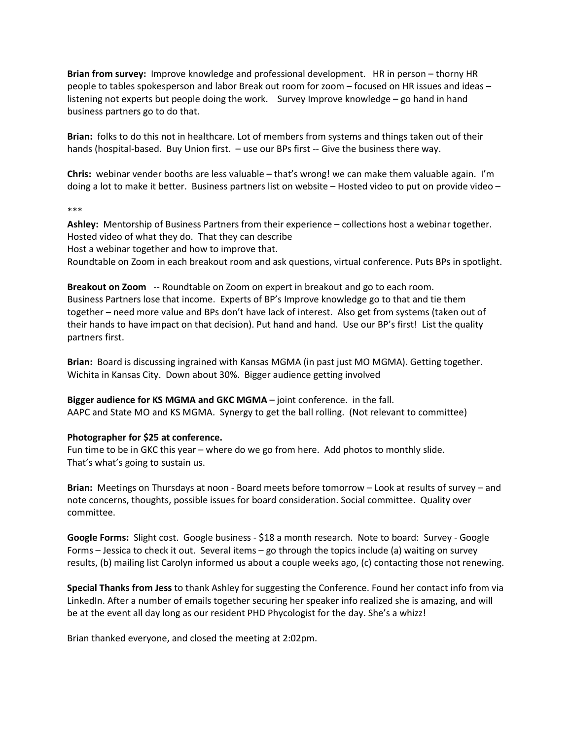**Brian from survey:** Improve knowledge and professional development. HR in person – thorny HR people to tables spokesperson and labor Break out room for zoom – focused on HR issues and ideas – listening not experts but people doing the work. Survey Improve knowledge – go hand in hand business partners go to do that.

**Brian:** folks to do this not in healthcare. Lot of members from systems and things taken out of their hands (hospital-based. Buy Union first. – use our BPs first -- Give the business there way.

**Chris:** webinar vender booths are less valuable – that's wrong! we can make them valuable again. I'm doing a lot to make it better. Business partners list on website – Hosted video to put on provide video –

***

**Ashley:** Mentorship of Business Partners from their experience – collections host a webinar together. Hosted video of what they do. That they can describe
Host a webinar together and how to improve that.
Roundtable on Zoom in each breakout room and ask questions, virtual conference. Puts BPs in spotlight.

**Breakout on Zoom** -- Roundtable on Zoom on expert in breakout and go to each room. Business Partners lose that income. Experts of BP's Improve knowledge go to that and tie them together – need more value and BPs don't have lack of interest. Also get from systems (taken out of their hands to have impact on that decision). Put hand and hand. Use our BP's first! List the quality partners first.

**Brian:** Board is discussing ingrained with Kansas MGMA (in past just MO MGMA). Getting together. Wichita in Kansas City. Down about 30%. Bigger audience getting involved

**Bigger audience for KS MGMA and GKC MGMA** – joint conference. in the fall.
AAPC and State MO and KS MGMA. Synergy to get the ball rolling. (Not relevant to committee)

**Photographer for $25 at conference.**
Fun time to be in GKC this year – where do we go from here. Add photos to monthly slide.
That's what's going to sustain us.

**Brian:** Meetings on Thursdays at noon - Board meets before tomorrow – Look at results of survey – and note concerns, thoughts, possible issues for board consideration. Social committee. Quality over committee.

**Google Forms:** Slight cost. Google business - $18 a month research. Note to board: Survey - Google Forms – Jessica to check it out. Several items – go through the topics include (a) waiting on survey results, (b) mailing list Carolyn informed us about a couple weeks ago, (c) contacting those not renewing.

**Special Thanks from Jess** to thank Ashley for suggesting the Conference. Found her contact info from via LinkedIn. After a number of emails together securing her speaker info realized she is amazing, and will be at the event all day long as our resident PHD Phycologist for the day. She's a whizz!

Brian thanked everyone, and closed the meeting at 2:02pm.